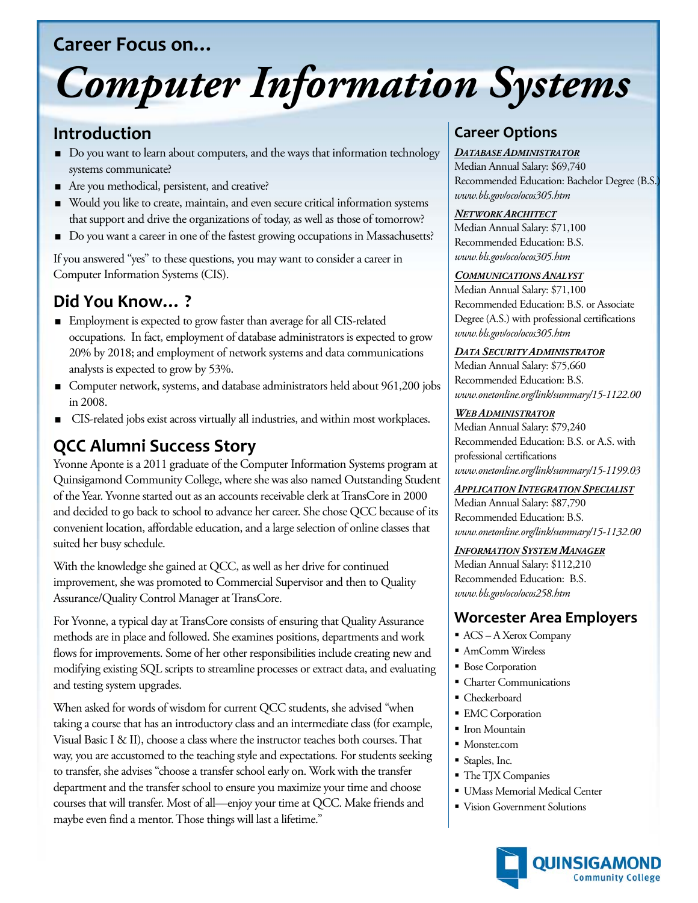Career Focus on...

# Computer Information Systems

## Introduction

- Do you want to learn about computers, and the ways that information technology systems communicate?
- Are you methodical, persistent, and creative?
- Would you like to create, maintain, and even secure critical information systems that support and drive the organizations of today, as well as those of tomorrow?
- Do you want a career in one of the fastest growing occupations in Massachusetts?

If you answered "yes" to these questions, you may want to consider a career in Computer Information Systems (CIS).

## Did You Know… ?

- Employment is expected to grow faster than average for all CIS-related occupations. In fact, employment of database administrators is expected to grow 20% by 2018; and employment of network systems and data communications analysts is expected to grow by 53%.
- Computer network, systems, and database administrators held about 961,200 jobs in 2008.
- CIS-related jobs exist across virtually all industries, and within most workplaces.

## QCC Alumni Success Story

Yvonne Aponte is a 2011 graduate of the Computer Information Systems program at Quinsigamond Community College, where she was also named Outstanding Student of the Year. Yvonne started out as an accounts receivable clerk at TransCore in 2000 and decided to go back to school to advance her career. She chose QCC because of its convenient location, affordable education, and a large selection of online classes that suited her busy schedule.

With the knowledge she gained at QCC, as well as her drive for continued improvement, she was promoted to Commercial Supervisor and then to Quality Assurance/Quality Control Manager at TransCore.

For Yvonne, a typical day at TransCore consists of ensuring that Quality Assurance methods are in place and followed. She examines positions, departments and work flows for improvements. Some of her other responsibilities include creating new and modifying existing SQL scripts to streamline processes or extract data, and evaluating and testing system upgrades.

When asked for words of wisdom for current QCC students, she advised "when taking a course that has an introductory class and an intermediate class (for example, Visual Basic I & II), choose a class where the instructor teaches both courses. That way, you are accustomed to the teaching style and expectations. For students seeking to transfer, she advises "choose a transfer school early on. Work with the transfer department and the transfer school to ensure you maximize your time and choose courses that will transfer. Most of all—enjoy your time at QCC. Make friends and maybe even find a mentor. Those things will last a lifetime."

## Career Options

***Database Administrator***
Median Annual Salary: $69,740
Recommended Education: Bachelor Degree (B.S.)
*www.bls.gov/oco/ocos305.htm*

***Network Architect***
Median Annual Salary: $71,100
Recommended Education: B.S.
*www.bls.gov/oco/ocos305.htm*

***Communications Analyst***
Median Annual Salary: $71,100
Recommended Education: B.S. or Associate Degree (A.S.) with professional certifications
*www.bls.gov/oco/ocos305.htm*

***Data Security Administrator***
Median Annual Salary: $75,660
Recommended Education: B.S.
*www.onetonline.org/link/summary/15-1122.00*

***Web Administrator***
Median Annual Salary: $79,240
Recommended Education: B.S. or A.S. with professional certifications
*www.onetonline.org/link/summary/15-1199.03*

***Application Integration Specialist***
Median Annual Salary: $87,790
Recommended Education: B.S.
*www.onetonline.org/link/summary/15-1132.00*

***Information System Manager***
Median Annual Salary: $112,210
Recommended Education: B.S.
*www.bls.gov/oco/ocos258.htm*

## Worcester Area Employers

- ACS – A Xerox Company
- AmComm Wireless
- Bose Corporation
- Charter Communications
- Checkerboard
- EMC Corporation
- Iron Mountain
- Monster.com
- Staples, Inc.
- The TJX Companies
- UMass Memorial Medical Center
- Vision Government Solutions

QUINSIGAMOND Community College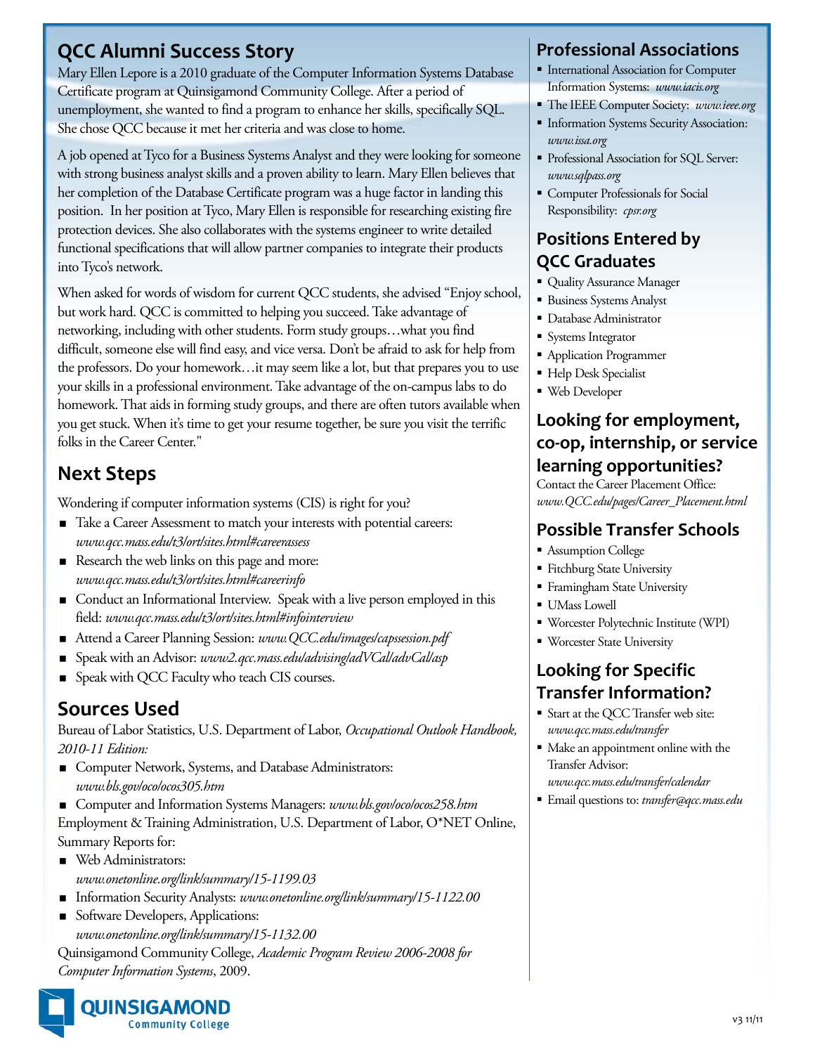## QCC Alumni Success Story

Mary Ellen Lepore is a 2010 graduate of the Computer Information Systems Database Certificate program at Quinsigamond Community College. After a period of unemployment, she wanted to find a program to enhance her skills, specifically SQL. She chose QCC because it met her criteria and was close to home.

A job opened at Tyco for a Business Systems Analyst and they were looking for someone with strong business analyst skills and a proven ability to learn. Mary Ellen believes that her completion of the Database Certificate program was a huge factor in landing this position. In her position at Tyco, Mary Ellen is responsible for researching existing fire protection devices. She also collaborates with the systems engineer to write detailed functional specifications that will allow partner companies to integrate their products into Tyco's network.

When asked for words of wisdom for current QCC students, she advised "Enjoy school, but work hard. QCC is committed to helping you succeed. Take advantage of networking, including with other students. Form study groups…what you find difficult, someone else will find easy, and vice versa. Don't be afraid to ask for help from the professors. Do your homework…it may seem like a lot, but that prepares you to use your skills in a professional environment. Take advantage of the on-campus labs to do homework. That aids in forming study groups, and there are often tutors available when you get stuck. When it's time to get your resume together, be sure you visit the terrific folks in the Career Center."

## Next Steps

Wondering if computer information systems (CIS) is right for you?

- Take a Career Assessment to match your interests with potential careers: *www.qcc.mass.edu/t3/ort/sites.html#careerassess*
- Research the web links on this page and more: *www.qcc.mass.edu/t3/ort/sites.html#careerinfo*
- Conduct an Informational Interview. Speak with a live person employed in this field: *www.qcc.mass.edu/t3/ort/sites.html#infointerview*
- Attend a Career Planning Session: *www.QCC.edu/images/capssession.pdf*
- Speak with an Advisor: *www2.qcc.mass.edu/advising/adVCal/advCal/asp*
- Speak with QCC Faculty who teach CIS courses.

## Sources Used

Bureau of Labor Statistics, U.S. Department of Labor, *Occupational Outlook Handbook, 2010-11 Edition:*

- Computer Network, Systems, and Database Administrators: *www.bls.gov/oco/ocos305.htm*
- Computer and Information Systems Managers: *www.bls.gov/oco/ocos258.htm*

Employment & Training Administration, U.S. Department of Labor, O*NET Online, Summary Reports for:

- Web Administrators: *www.onetonline.org/link/summary/15-1199.03*
- Information Security Analysts: *www.onetonline.org/link/summary/15-1122.00*
- Software Developers, Applications: *www.onetonline.org/link/summary/15-1132.00*

Quinsigamond Community College, *Academic Program Review 2006-2008 for Computer Information Systems*, 2009.

## Professional Associations

- International Association for Computer Information Systems: *www.iacis.org*
- The IEEE Computer Society: *www.ieee.org*
- Information Systems Security Association: *www.issa.org*
- Professional Association for SQL Server: *www.sqlpass.org*
- Computer Professionals for Social Responsibility: *cpsr.org*

## Positions Entered by QCC Graduates

- Quality Assurance Manager
- Business Systems Analyst
- Database Administrator
- Systems Integrator
- Application Programmer
- Help Desk Specialist
- Web Developer

## Looking for employment, co-op, internship, or service learning opportunities?

Contact the Career Placement Office: *www.QCC.edu/pages/Career_Placement.html*

## Possible Transfer Schools

- Assumption College
- Fitchburg State University
- Framingham State University
- UMass Lowell
- Worcester Polytechnic Institute (WPI)
- Worcester State University

## Looking for Specific Transfer Information?

- Start at the QCC Transfer web site: *www.qcc.mass.edu/transfer*
- Make an appointment online with the Transfer Advisor: *www.qcc.mass.edu/transfer/calendar*
- Email questions to: *transfer@qcc.mass.edu*

QUINSIGAMOND Community College

v3 11/11